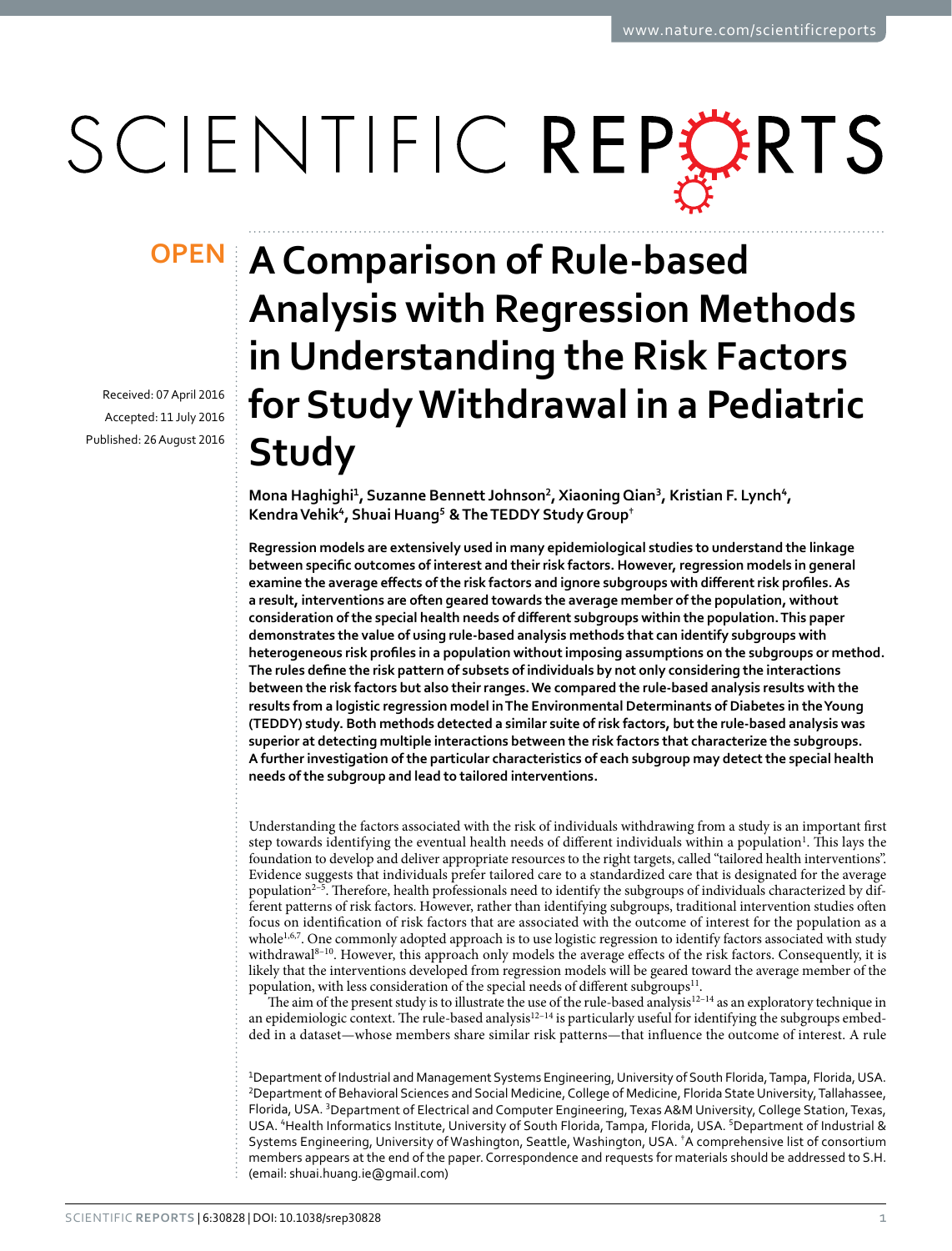# A Comparison of Rule-based Analysis with Regression Methods in Understanding the Risk Factors for Study Withdrawal in a Pediatric Study

OPEN

Received: 07 April 2016

Accepted: 11 July 2016

Published: 26 August 2016

**Mona Haghighi[1], Suzanne Bennett Johnson[2], Xiaoning Qian[3], Kristian F. Lynch[4], Kendra Vehik[4], Shuai Huang[5] & The TEDDY Study Group[†]**

**Regression models are extensively used in many epidemiological studies to understand the linkage between specific outcomes of interest and their risk factors. However, regression models in general examine the average effects of the risk factors and ignore subgroups with different risk profiles. As a result, interventions are often geared towards the average member of the population, without consideration of the special health needs of different subgroups within the population. This paper demonstrates the value of using rule-based analysis methods that can identify subgroups with heterogeneous risk profiles in a population without imposing assumptions on the subgroups or method. The rules define the risk pattern of subsets of individuals by not only considering the interactions between the risk factors but also their ranges. We compared the rule-based analysis results with the results from a logistic regression model in The Environmental Determinants of Diabetes in the Young (TEDDY) study. Both methods detected a similar suite of risk factors, but the rule-based analysis was superior at detecting multiple interactions between the risk factors that characterize the subgroups. A further investigation of the particular characteristics of each subgroup may detect the special health needs of the subgroup and lead to tailored interventions.**

Understanding the factors associated with the risk of individuals withdrawing from a study is an important first step towards identifying the eventual health needs of different individuals within a population[1]. This lays the foundation to develop and deliver appropriate resources to the right targets, called "tailored health interventions". Evidence suggests that individuals prefer tailored care to a standardized care that is designated for the average population[2–5]. Therefore, health professionals need to identify the subgroups of individuals characterized by different patterns of risk factors. However, rather than identifying subgroups, traditional intervention studies often focus on identification of risk factors that are associated with the outcome of interest for the population as a whole[1,6,7]. One commonly adopted approach is to use logistic regression to identify factors associated with study withdrawal[8–10]. However, this approach only models the average effects of the risk factors. Consequently, it is likely that the interventions developed from regression models will be geared toward the average member of the population, with less consideration of the special needs of different subgroups[11].

The aim of the present study is to illustrate the use of the rule-based analysis[12–14] as an exploratory technique in an epidemiologic context. The rule-based analysis[12–14] is particularly useful for identifying the subgroups embedded in a dataset—whose members share similar risk patterns—that influence the outcome of interest. A rule

[1]Department of Industrial and Management Systems Engineering, University of South Florida, Tampa, Florida, USA. [2]Department of Behavioral Sciences and Social Medicine, College of Medicine, Florida State University, Tallahassee, Florida, USA. [3]Department of Electrical and Computer Engineering, Texas A&M University, College Station, Texas, USA. [4]Health Informatics Institute, University of South Florida, Tampa, Florida, USA. [5]Department of Industrial & Systems Engineering, University of Washington, Seattle, Washington, USA. [†]A comprehensive list of consortium members appears at the end of the paper. Correspondence and requests for materials should be addressed to S.H. (email: shuai.huang.ie@gmail.com)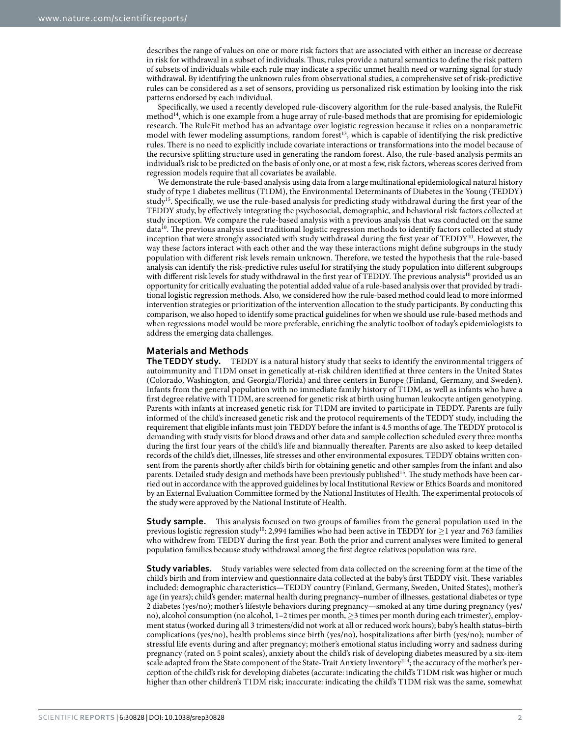describes the range of values on one or more risk factors that are associated with either an increase or decrease in risk for withdrawal in a subset of individuals. Thus, rules provide a natural semantics to define the risk pattern of subsets of individuals while each rule may indicate a specific unmet health need or warning signal for study withdrawal. By identifying the unknown rules from observational studies, a comprehensive set of risk-predictive rules can be considered as a set of sensors, providing us personalized risk estimation by looking into the risk patterns endorsed by each individual.

Specifically, we used a recently developed rule-discovery algorithm for the rule-based analysis, the RuleFit method[14], which is one example from a huge array of rule-based methods that are promising for epidemiologic research. The RuleFit method has an advantage over logistic regression because it relies on a nonparametric model with fewer modeling assumptions, random forest[13], which is capable of identifying the risk predictive rules. There is no need to explicitly include covariate interactions or transformations into the model because of the recursive splitting structure used in generating the random forest. Also, the rule-based analysis permits an individual's risk to be predicted on the basis of only one, or at most a few, risk factors, whereas scores derived from regression models require that all covariates be available.

We demonstrate the rule-based analysis using data from a large multinational epidemiological natural history study of type 1 diabetes mellitus (T1DM), the Environmental Determinants of Diabetes in the Young (TEDDY) study[15]. Specifically, we use the rule-based analysis for predicting study withdrawal during the first year of the TEDDY study, by effectively integrating the psychosocial, demographic, and behavioral risk factors collected at study inception. We compare the rule-based analysis with a previous analysis that was conducted on the same data[10]. The previous analysis used traditional logistic regression methods to identify factors collected at study inception that were strongly associated with study withdrawal during the first year of TEDDY[10]. However, the way these factors interact with each other and the way these interactions might define subgroups in the study population with different risk levels remain unknown. Therefore, we tested the hypothesis that the rule-based analysis can identify the risk-predictive rules useful for stratifying the study population into different subgroups with different risk levels for study withdrawal in the first year of TEDDY. The previous analysis[10] provided us an opportunity for critically evaluating the potential added value of a rule-based analysis over that provided by traditional logistic regression methods. Also, we considered how the rule-based method could lead to more informed intervention strategies or prioritization of the intervention allocation to the study participants. By conducting this comparison, we also hoped to identify some practical guidelines for when we should use rule-based methods and when regressions model would be more preferable, enriching the analytic toolbox of today's epidemiologists to address the emerging data challenges.

## Materials and Methods

**The TEDDY study.** TEDDY is a natural history study that seeks to identify the environmental triggers of autoimmunity and T1DM onset in genetically at-risk children identified at three centers in the United States (Colorado, Washington, and Georgia/Florida) and three centers in Europe (Finland, Germany, and Sweden). Infants from the general population with no immediate family history of T1DM, as well as infants who have a first degree relative with T1DM, are screened for genetic risk at birth using human leukocyte antigen genotyping. Parents with infants at increased genetic risk for T1DM are invited to participate in TEDDY. Parents are fully informed of the child's increased genetic risk and the protocol requirements of the TEDDY study, including the requirement that eligible infants must join TEDDY before the infant is 4.5 months of age. The TEDDY protocol is demanding with study visits for blood draws and other data and sample collection scheduled every three months during the first four years of the child's life and biannually thereafter. Parents are also asked to keep detailed records of the child's diet, illnesses, life stresses and other environmental exposures. TEDDY obtains written consent from the parents shortly after child's birth for obtaining genetic and other samples from the infant and also parents. Detailed study design and methods have been previously published[15]. The study methods have been carried out in accordance with the approved guidelines by local Institutional Review or Ethics Boards and monitored by an External Evaluation Committee formed by the National Institutes of Health. The experimental protocols of the study were approved by the National Institute of Health.

**Study sample.** This analysis focused on two groups of families from the general population used in the previous logistic regression study[10]: 2,994 families who had been active in TEDDY for $\geq$1 year and 763 families who withdrew from TEDDY during the first year. Both the prior and current analyses were limited to general population families because study withdrawal among the first degree relatives population was rare.

**Study variables.** Study variables were selected from data collected on the screening form at the time of the child's birth and from interview and questionnaire data collected at the baby's first TEDDY visit. These variables included: demographic characteristics—TEDDY country (Finland, Germany, Sweden, United States); mother's age (in years); child's gender; maternal health during pregnancy–number of illnesses, gestational diabetes or type 2 diabetes (yes/no); mother's lifestyle behaviors during pregnancy—smoked at any time during pregnancy (yes/no), alcohol consumption (no alcohol, 1–2 times per month, $\geq$3 times per month during each trimester), employment status (worked during all 3 trimesters/did not work at all or reduced work hours); baby's health status–birth complications (yes/no), health problems since birth (yes/no), hospitalizations after birth (yes/no); number of stressful life events during and after pregnancy; mother's emotional status including worry and sadness during pregnancy (rated on 5 point scales), anxiety about the child's risk of developing diabetes measured by a six-item scale adapted from the State component of the State-Trait Anxiety Inventory[2–4]; the accuracy of the mother's perception of the child's risk for developing diabetes (accurate: indicating the child's T1DM risk was higher or much higher than other children's T1DM risk; inaccurate: indicating the child's T1DM risk was the same, somewhat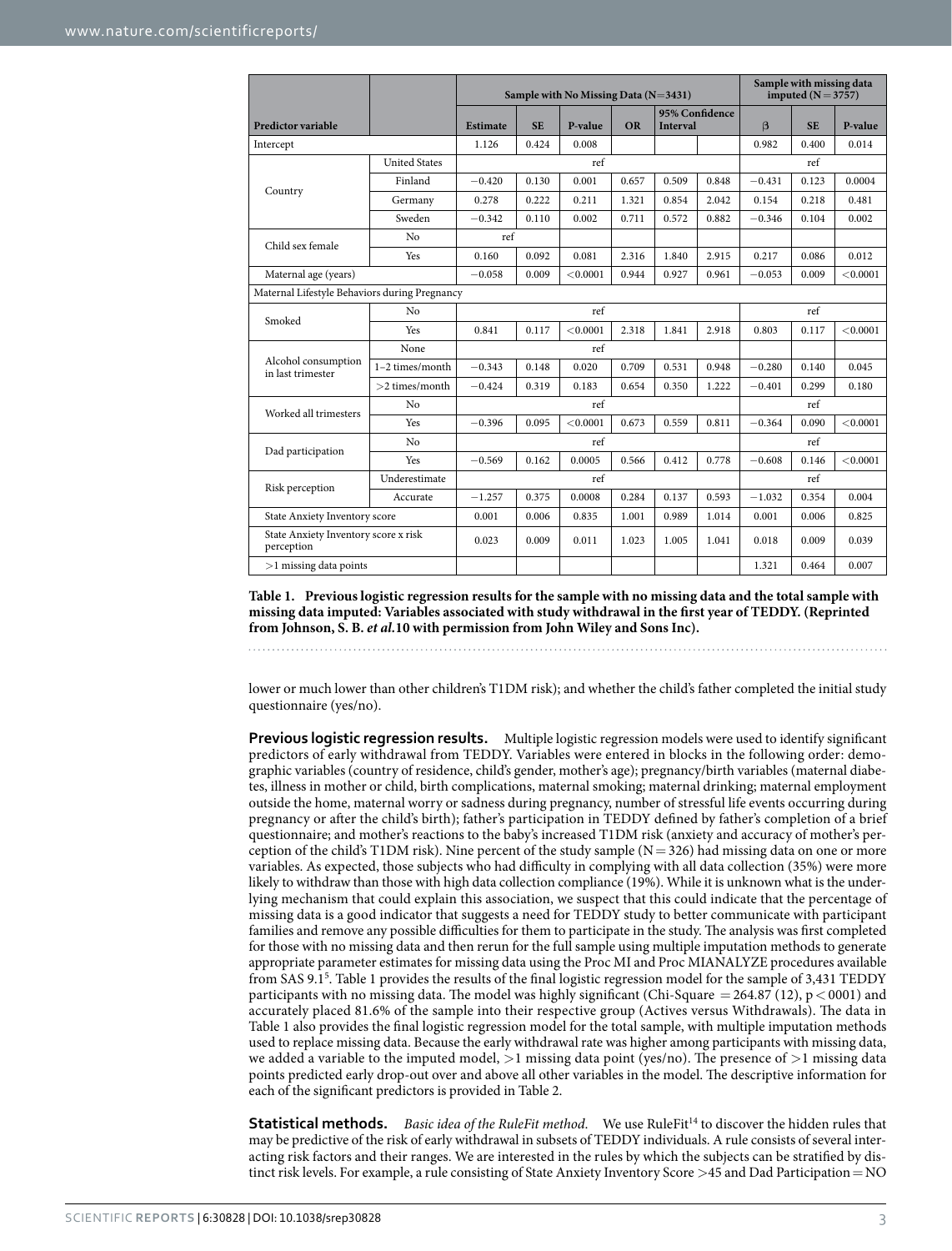| Predictor variable | | Sample with No Missing Data (N=3431) | | | | 95% Confidence Interval | | Sample with missing data imputed (N=3757) | | |
|---|---|---|---|---|---|---|---|---|---|---|
| | | Estimate | SE | P-value | OR | | | β | SE | P-value |
| Intercept | | 1.126 | 0.424 | 0.008 | | | | 0.982 | 0.400 | 0.014 |
| Country | United States | ref | | | | | | ref | | |
| | Finland | −0.420 | 0.130 | 0.001 | 0.657 | 0.509 | 0.848 | −0.431 | 0.123 | 0.0004 |
| | Germany | 0.278 | 0.222 | 0.211 | 1.321 | 0.854 | 2.042 | 0.154 | 0.218 | 0.481 |
| | Sweden | −0.342 | 0.110 | 0.002 | 0.711 | 0.572 | 0.882 | −0.346 | 0.104 | 0.002 |
| Child sex female | No | ref | | | | | | | | |
| | Yes | 0.160 | 0.092 | 0.081 | 2.316 | 1.840 | 2.915 | 0.217 | 0.086 | 0.012 |
| Maternal age (years) | | −0.058 | 0.009 | <0.0001 | 0.944 | 0.927 | 0.961 | −0.053 | 0.009 | <0.0001 |
| Maternal Lifestyle Behaviors during Pregnancy | | | | | | | | | | |
| Smoked | No | ref | | | | | | ref | | |
| | Yes | 0.841 | 0.117 | <0.0001 | 2.318 | 1.841 | 2.918 | 0.803 | 0.117 | <0.0001 |
| Alcohol consumption in last trimester | None | ref | | | | | | | | |
| | 1–2 times/month | −0.343 | 0.148 | 0.020 | 0.709 | 0.531 | 0.948 | −0.280 | 0.140 | 0.045 |
| | >2 times/month | −0.424 | 0.319 | 0.183 | 0.654 | 0.350 | 1.222 | −0.401 | 0.299 | 0.180 |
| Worked all trimesters | No | ref | | | | | | ref | | |
| | Yes | −0.396 | 0.095 | <0.0001 | 0.673 | 0.559 | 0.811 | −0.364 | 0.090 | <0.0001 |
| Dad participation | No | ref | | | | | | ref | | |
| | Yes | −0.569 | 0.162 | 0.0005 | 0.566 | 0.412 | 0.778 | −0.608 | 0.146 | <0.0001 |
| Risk perception | Underestimate | ref | | | | | | ref | | |
| | Accurate | −1.257 | 0.375 | 0.0008 | 0.284 | 0.137 | 0.593 | −1.032 | 0.354 | 0.004 |
| State Anxiety Inventory score | | 0.001 | 0.006 | 0.835 | 1.001 | 0.989 | 1.014 | 0.001 | 0.006 | 0.825 |
| State Anxiety Inventory score x risk perception | | 0.023 | 0.009 | 0.011 | 1.023 | 1.005 | 1.041 | 0.018 | 0.009 | 0.039 |
| >1 missing data points | | | | | | | | 1.321 | 0.464 | 0.007 |

**Table 1. Previous logistic regression results for the sample with no missing data and the total sample with missing data imputed: Variables associated with study withdrawal in the first year of TEDDY. (Reprinted from Johnson, S. B. *et al.*10 with permission from John Wiley and Sons Inc).**

lower or much lower than other children's T1DM risk); and whether the child's father completed the initial study questionnaire (yes/no).

**Previous logistic regression results.** Multiple logistic regression models were used to identify significant predictors of early withdrawal from TEDDY. Variables were entered in blocks in the following order: demographic variables (country of residence, child's gender, mother's age); pregnancy/birth variables (maternal diabetes, illness in mother or child, birth complications, maternal smoking; maternal drinking; maternal employment outside the home, maternal worry or sadness during pregnancy, number of stressful life events occurring during pregnancy or after the child's birth); father's participation in TEDDY defined by father's completion of a brief questionnaire; and mother's reactions to the baby's increased T1DM risk (anxiety and accuracy of mother's perception of the child's T1DM risk). Nine percent of the study sample (N = 326) had missing data on one or more variables. As expected, those subjects who had difficulty in complying with all data collection (35%) were more likely to withdraw than those with high data collection compliance (19%). While it is unknown what is the underlying mechanism that could explain this association, we suspect that this could indicate that the percentage of missing data is a good indicator that suggests a need for TEDDY study to better communicate with participant families and remove any possible difficulties for them to participate in the study. The analysis was first completed for those with no missing data and then rerun for the full sample using multiple imputation methods to generate appropriate parameter estimates for missing data using the Proc MI and Proc MIANALYZE procedures available from SAS 9.1[5]. Table 1 provides the results of the final logistic regression model for the sample of 3,431 TEDDY participants with no missing data. The model was highly significant (Chi-Square = 264.87 (12), $p < 0001$) and accurately placed 81.6% of the sample into their respective group (Actives versus Withdrawals). The data in Table 1 also provides the final logistic regression model for the total sample, with multiple imputation methods used to replace missing data. Because the early withdrawal rate was higher among participants with missing data, we added a variable to the imputed model, >1 missing data point (yes/no). The presence of >1 missing data points predicted early drop-out over and above all other variables in the model. The descriptive information for each of the significant predictors is provided in Table 2.

**Statistical methods.** *Basic idea of the RuleFit method.* We use RuleFit[14] to discover the hidden rules that may be predictive of the risk of early withdrawal in subsets of TEDDY individuals. A rule consists of several interacting risk factors and their ranges. We are interested in the rules by which the subjects can be stratified by distinct risk levels. For example, a rule consisting of State Anxiety Inventory Score >45 and Dad Participation = NO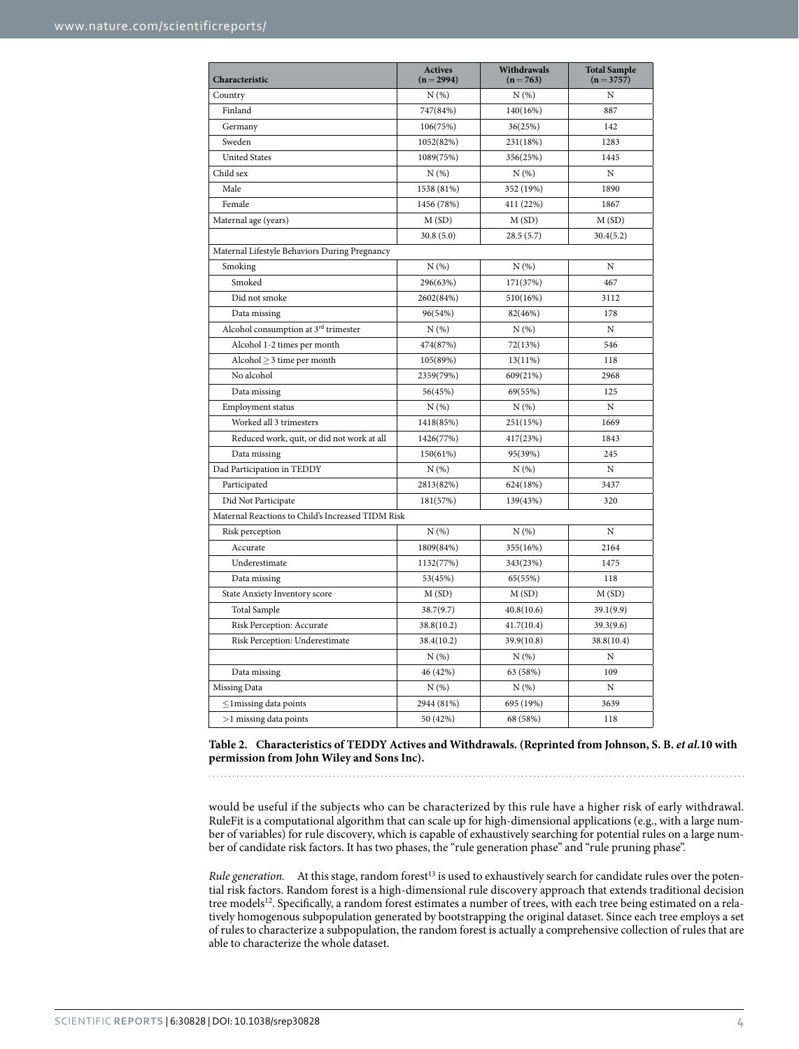| Characteristic | Actives (n = 2994) | Withdrawals (n = 763) | Total Sample (n = 3757) |
|---|---|---|---|
| Country | N (%) | N (%) | N |
| Finland | 747(84%) | 140(16%) | 887 |
| Germany | 106(75%) | 36(25%) | 142 |
| Sweden | 1052(82%) | 231(18%) | 1283 |
| United States | 1089(75%) | 356(25%) | 1445 |
| Child sex | N (%) | N (%) | N |
| Male | 1538 (81%) | 352 (19%) | 1890 |
| Female | 1456 (78%) | 411 (22%) | 1867 |
| Maternal age (years) | M (SD) | M (SD) | M (SD) |
| | 30.8 (5.0) | 28.5 (5.7) | 30.4(5.2) |
| Maternal Lifestyle Behaviors During Pregnancy | | | |
| Smoking | N (%) | N (%) | N |
| Smoked | 296(63%) | 171(37%) | 467 |
| Did not smoke | 2602(84%) | 510(16%) | 3112 |
| Data missing | 96(54%) | 82(46%) | 178 |
| Alcohol consumption at 3rd trimester | N (%) | N (%) | N |
| Alcohol 1-2 times per month | 474(87%) | 72(13%) | 546 |
| Alcohol ≥ 3 time per month | 105(89%) | 13(11%) | 118 |
| No alcohol | 2359(79%) | 609(21%) | 2968 |
| Data missing | 56(45%) | 69(55%) | 125 |
| Employment status | N (%) | N (%) | N |
| Worked all 3 trimesters | 1418(85%) | 251(15%) | 1669 |
| Reduced work, quit, or did not work at all | 1426(77%) | 417(23%) | 1843 |
| Data missing | 150(61%) | 95(39%) | 245 |
| Dad Participation in TEDDY | N (%) | N (%) | N |
| Participated | 2813(82%) | 624(18%) | 3437 |
| Did Not Participate | 181(57%) | 139(43%) | 320 |
| Maternal Reactions to Child's Increased TIDM Risk | | | |
| Risk perception | N (%) | N (%) | N |
| Accurate | 1809(84%) | 355(16%) | 2164 |
| Underestimate | 1132(77%) | 343(23%) | 1475 |
| Data missing | 53(45%) | 65(55%) | 118 |
| State Anxiety Inventory score | M (SD) | M (SD) | M (SD) |
| Total Sample | 38.7(9.7) | 40.8(10.6) | 39.1(9.9) |
| Risk Perception: Accurate | 38.8(10.2) | 41.7(10.4) | 39.3(9.6) |
| Risk Perception: Underestimate | 38.4(10.2) | 39.9(10.8) | 38.8(10.4) |
| | N (%) | N (%) | N |
| Data missing | 46 (42%) | 63 (58%) | 109 |
| Missing Data | N (%) | N (%) | N |
| ≤1missing data points | 2944 (81%) | 695 (19%) | 3639 |
| >1 missing data points | 50 (42%) | 68 (58%) | 118 |

**Table 2. Characteristics of TEDDY Actives and Withdrawals. (Reprinted from Johnson, S. B. *et al.*10 with permission from John Wiley and Sons Inc).**

would be useful if the subjects who can be characterized by this rule have a higher risk of early withdrawal. RuleFit is a computational algorithm that can scale up for high-dimensional applications (e.g., with a large number of variables) for rule discovery, which is capable of exhaustively searching for potential rules on a large number of candidate risk factors. It has two phases, the "rule generation phase" and "rule pruning phase".

*Rule generation.* At this stage, random forest[13] is used to exhaustively search for candidate rules over the potential risk factors. Random forest is a high-dimensional rule discovery approach that extends traditional decision tree models[12]. Specifically, a random forest estimates a number of trees, with each tree being estimated on a relatively homogenous subpopulation generated by bootstrapping the original dataset. Since each tree employs a set of rules to characterize a subpopulation, the random forest is actually a comprehensive collection of rules that are able to characterize the whole dataset.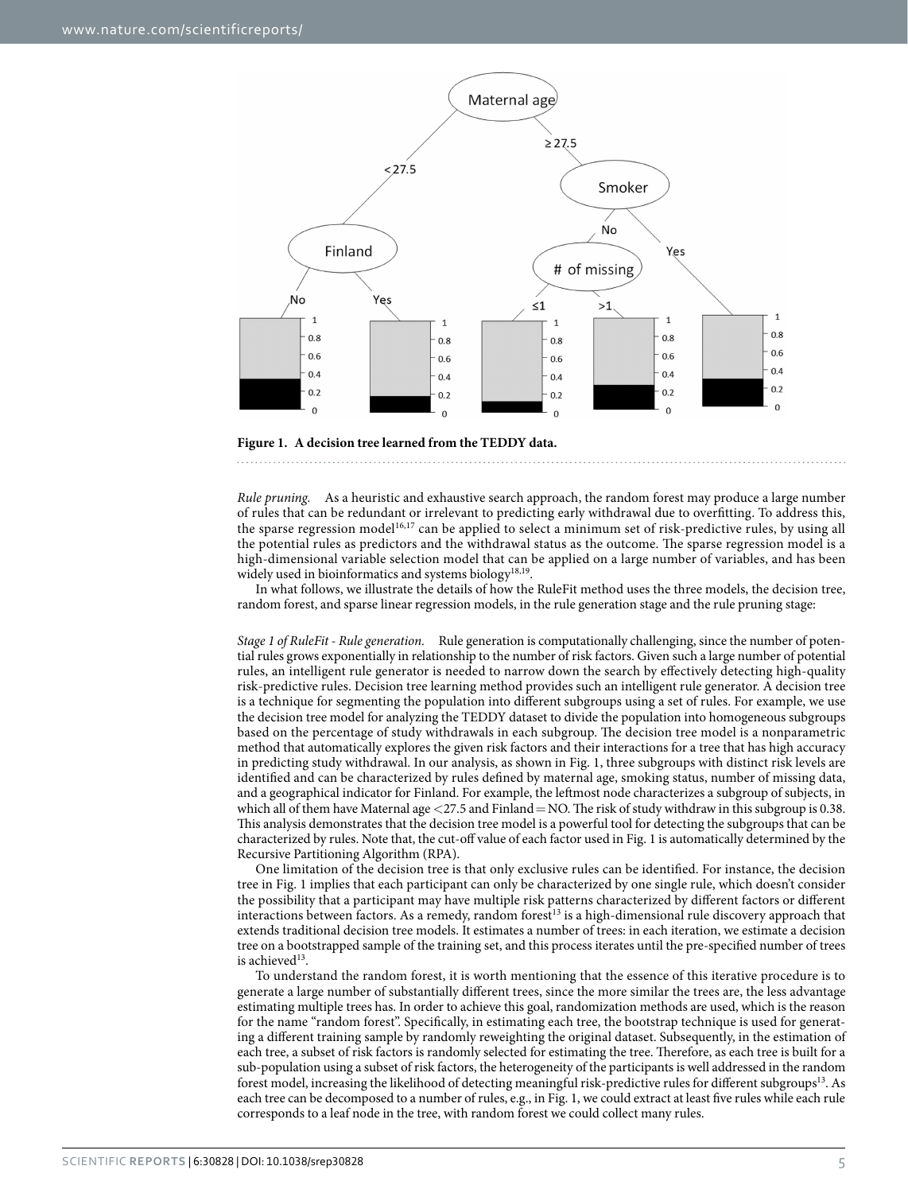**Figure 1. A decision tree learned from the TEDDY data.**

*Rule pruning.* As a heuristic and exhaustive search approach, the random forest may produce a large number of rules that can be redundant or irrelevant to predicting early withdrawal due to overfitting. To address this, the sparse regression model[16,17] can be applied to select a minimum set of risk-predictive rules, by using all the potential rules as predictors and the withdrawal status as the outcome. The sparse regression model is a high-dimensional variable selection model that can be applied on a large number of variables, and has been widely used in bioinformatics and systems biology[18,19].

In what follows, we illustrate the details of how the RuleFit method uses the three models, the decision tree, random forest, and sparse linear regression models, in the rule generation stage and the rule pruning stage:

*Stage 1 of RuleFit - Rule generation.* Rule generation is computationally challenging, since the number of potential rules grows exponentially in relationship to the number of risk factors. Given such a large number of potential rules, an intelligent rule generator is needed to narrow down the search by effectively detecting high-quality risk-predictive rules. Decision tree learning method provides such an intelligent rule generator. A decision tree is a technique for segmenting the population into different subgroups using a set of rules. For example, we use the decision tree model for analyzing the TEDDY dataset to divide the population into homogeneous subgroups based on the percentage of study withdrawals in each subgroup. The decision tree model is a nonparametric method that automatically explores the given risk factors and their interactions for a tree that has high accuracy in predicting study withdrawal. In our analysis, as shown in Fig. 1, three subgroups with distinct risk levels are identified and can be characterized by rules defined by maternal age, smoking status, number of missing data, and a geographical indicator for Finland. For example, the leftmost node characterizes a subgroup of subjects, in which all of them have Maternal age <27.5 and Finland = NO. The risk of study withdraw in this subgroup is 0.38. This analysis demonstrates that the decision tree model is a powerful tool for detecting the subgroups that can be characterized by rules. Note that, the cut-off value of each factor used in Fig. 1 is automatically determined by the Recursive Partitioning Algorithm (RPA).

One limitation of the decision tree is that only exclusive rules can be identified. For instance, the decision tree in Fig. 1 implies that each participant can only be characterized by one single rule, which doesn't consider the possibility that a participant may have multiple risk patterns characterized by different factors or different interactions between factors. As a remedy, random forest[13] is a high-dimensional rule discovery approach that extends traditional decision tree models. It estimates a number of trees: in each iteration, we estimate a decision tree on a bootstrapped sample of the training set, and this process iterates until the pre-specified number of trees is achieved[13].

To understand the random forest, it is worth mentioning that the essence of this iterative procedure is to generate a large number of substantially different trees, since the more similar the trees are, the less advantage estimating multiple trees has. In order to achieve this goal, randomization methods are used, which is the reason for the name "random forest". Specifically, in estimating each tree, the bootstrap technique is used for generating a different training sample by randomly reweighting the original dataset. Subsequently, in the estimation of each tree, a subset of risk factors is randomly selected for estimating the tree. Therefore, as each tree is built for a sub-population using a subset of risk factors, the heterogeneity of the participants is well addressed in the random forest model, increasing the likelihood of detecting meaningful risk-predictive rules for different subgroups[13]. As each tree can be decomposed to a number of rules, e.g., in Fig. 1, we could extract at least five rules while each rule corresponds to a leaf node in the tree, with random forest we could collect many rules.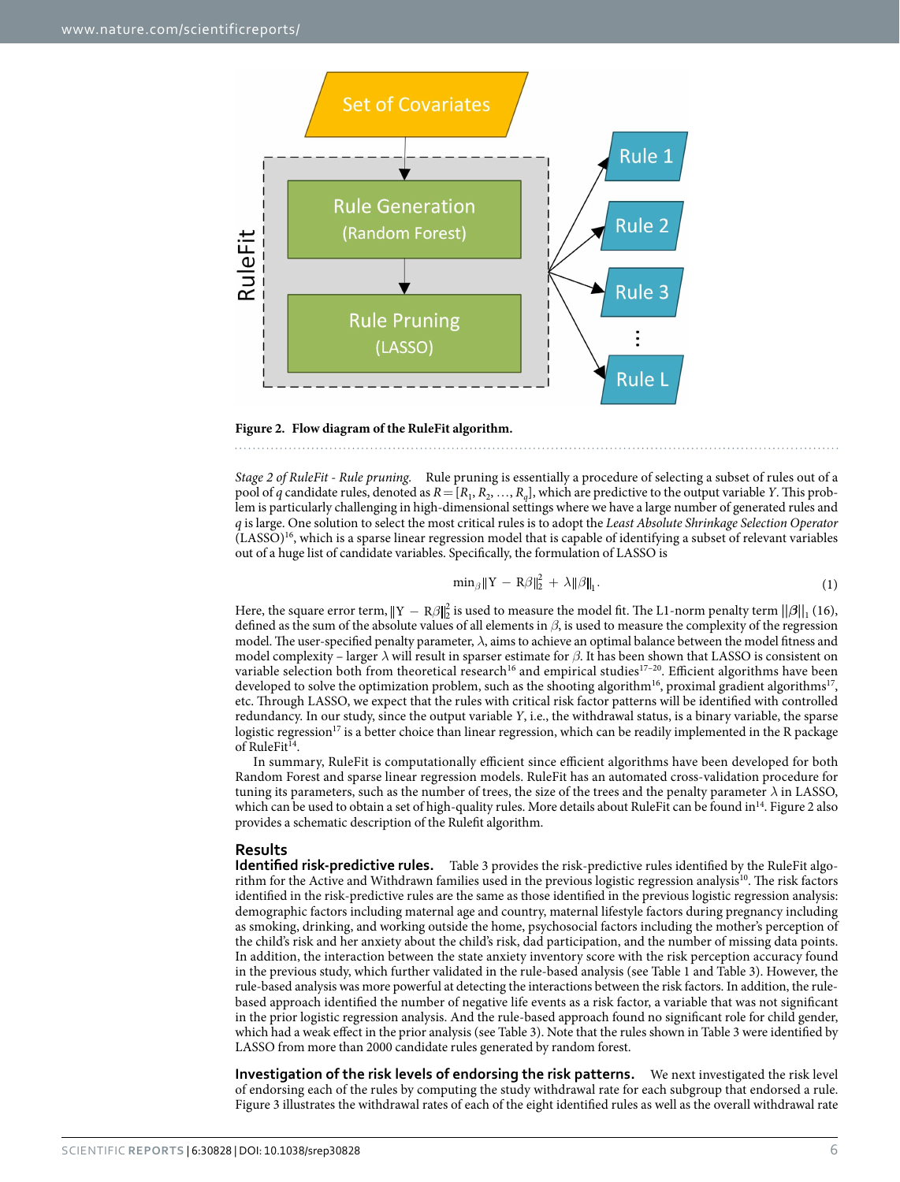**Figure 2. Flow diagram of the RuleFit algorithm.**

*Stage 2 of RuleFit - Rule pruning.* Rule pruning is essentially a procedure of selecting a subset of rules out of a pool of $q$ candidate rules, denoted as $R = [R_1, R_2, \ldots, R_q]$, which are predictive to the output variable $Y$. This problem is particularly challenging in high-dimensional settings where we have a large number of generated rules and $q$ is large. One solution to select the most critical rules is to adopt the *Least Absolute Shrinkage Selection Operator* (LASSO)[16], which is a sparse linear regression model that is capable of identifying a subset of relevant variables out of a huge list of candidate variables. Specifically, the formulation of LASSO is

$$\min_{\beta} \|Y - R\beta\|_2^2 + \lambda\|\beta\|_1. \tag{1}$$

Here, the square error term, $\|Y - R\beta\|_2^2$ is used to measure the model fit. The L1-norm penalty term $\|\beta\|_1$ (16), defined as the sum of the absolute values of all elements in $\beta$, is used to measure the complexity of the regression model. The user-specified penalty parameter, $\lambda$, aims to achieve an optimal balance between the model fitness and model complexity – larger $\lambda$ will result in sparser estimate for $\beta$. It has been shown that LASSO is consistent on variable selection both from theoretical research[16] and empirical studies[17–20]. Efficient algorithms have been developed to solve the optimization problem, such as the shooting algorithm[16], proximal gradient algorithms[17], etc. Through LASSO, we expect that the rules with critical risk factor patterns will be identified with controlled redundancy. In our study, since the output variable $Y$, i.e., the withdrawal status, is a binary variable, the sparse logistic regression[17] is a better choice than linear regression, which can be readily implemented in the R package of RuleFit[14].

In summary, RuleFit is computationally efficient since efficient algorithms have been developed for both Random Forest and sparse linear regression models. RuleFit has an automated cross-validation procedure for tuning its parameters, such as the number of trees, the size of the trees and the penalty parameter $\lambda$ in LASSO, which can be used to obtain a set of high-quality rules. More details about RuleFit can be found in[14]. Figure 2 also provides a schematic description of the Rulefit algorithm.

## Results

**Identified risk-predictive rules.** Table 3 provides the risk-predictive rules identified by the RuleFit algorithm for the Active and Withdrawn families used in the previous logistic regression analysis[10]. The risk factors identified in the risk-predictive rules are the same as those identified in the previous logistic regression analysis: demographic factors including maternal age and country, maternal lifestyle factors during pregnancy including as smoking, drinking, and working outside the home, psychosocial factors including the mother's perception of the child's risk and her anxiety about the child's risk, dad participation, and the number of missing data points. In addition, the interaction between the state anxiety inventory score with the risk perception accuracy found in the previous study, which further validated in the rule-based analysis (see Table 1 and Table 3). However, the rule-based analysis was more powerful at detecting the interactions between the risk factors. In addition, the rule-based approach identified the number of negative life events as a risk factor, a variable that was not significant in the prior logistic regression analysis. And the rule-based approach found no significant role for child gender, which had a weak effect in the prior analysis (see Table 3). Note that the rules shown in Table 3 were identified by LASSO from more than 2000 candidate rules generated by random forest.

**Investigation of the risk levels of endorsing the risk patterns.** We next investigated the risk level of endorsing each of the rules by computing the study withdrawal rate for each subgroup that endorsed a rule. Figure 3 illustrates the withdrawal rates of each of the eight identified rules as well as the overall withdrawal rate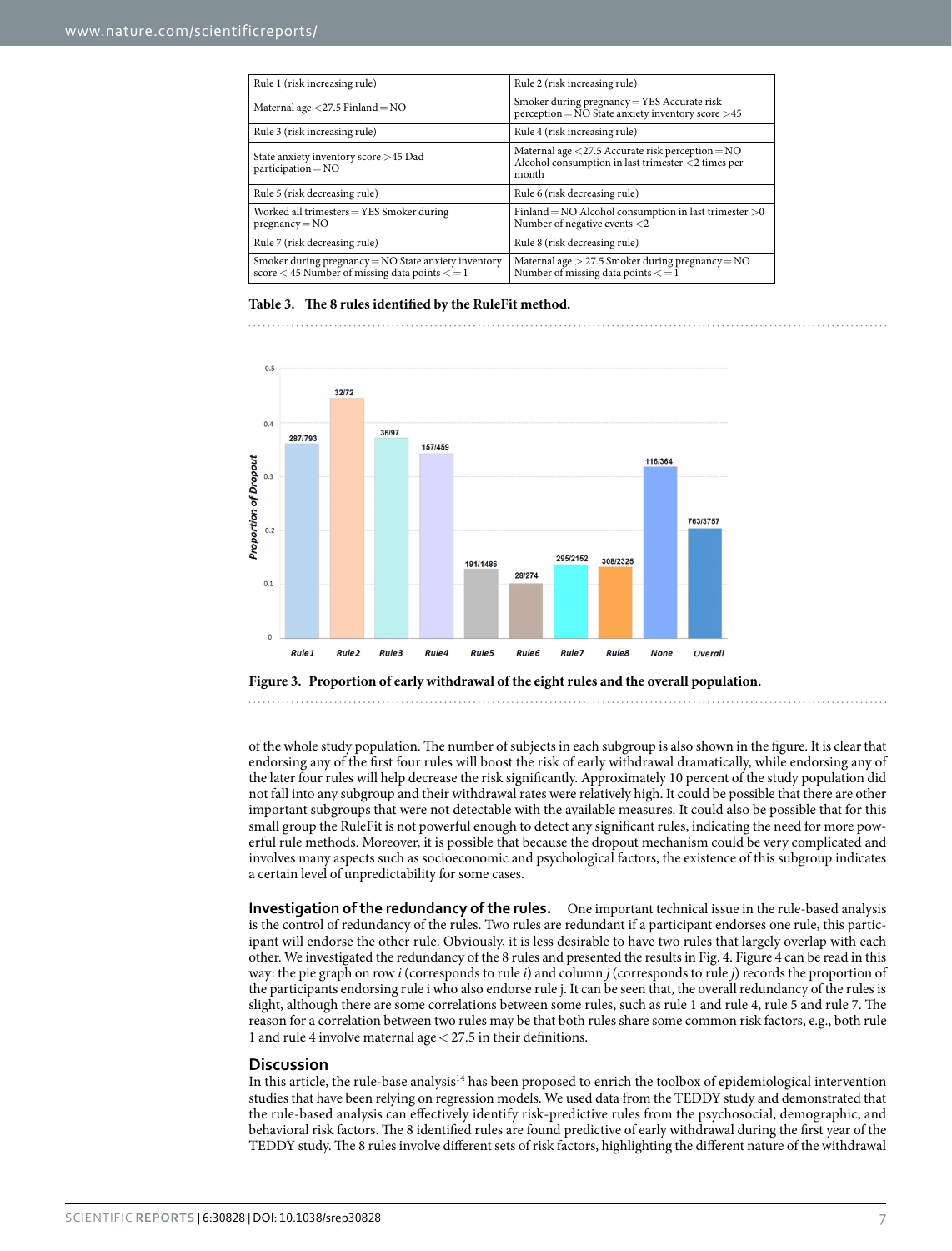| Rule 1 (risk increasing rule) | Rule 2 (risk increasing rule) |
|---|---|
| Maternal age <27.5 Finland = NO | Smoker during pregnancy = YES Accurate risk perception = NO State anxiety inventory score >45 |
| Rule 3 (risk increasing rule) | Rule 4 (risk increasing rule) |
| State anxiety inventory score >45 Dad participation = NO | Maternal age <27.5 Accurate risk perception = NO Alcohol consumption in last trimester <2 times per month |
| Rule 5 (risk decreasing rule) | Rule 6 (risk decreasing rule) |
| Worked all trimesters = YES Smoker during pregnancy = NO | Finland = NO Alcohol consumption in last trimester >0 Number of negative events <2 |
| Rule 7 (risk decreasing rule) | Rule 8 (risk decreasing rule) |
| Smoker during pregnancy = NO State anxiety inventory score < 45 Number of missing data points < = 1 | Maternal age > 27.5 Smoker during pregnancy = NO Number of missing data points < = 1 |

**Table 3. The 8 rules identified by the RuleFit method.**

**Figure 3. Proportion of early withdrawal of the eight rules and the overall population.**

of the whole study population. The number of subjects in each subgroup is also shown in the figure. It is clear that endorsing any of the first four rules will boost the risk of early withdrawal dramatically, while endorsing any of the later four rules will help decrease the risk significantly. Approximately 10 percent of the study population did not fall into any subgroup and their withdrawal rates were relatively high. It could be possible that there are other important subgroups that were not detectable with the available measures. It could also be possible that for this small group the RuleFit is not powerful enough to detect any significant rules, indicating the need for more powerful rule methods. Moreover, it is possible that because the dropout mechanism could be very complicated and involves many aspects such as socioeconomic and psychological factors, the existence of this subgroup indicates a certain level of unpredictability for some cases.

**Investigation of the redundancy of the rules.** One important technical issue in the rule-based analysis is the control of redundancy of the rules. Two rules are redundant if a participant endorses one rule, this participant will endorse the other rule. Obviously, it is less desirable to have two rules that largely overlap with each other. We investigated the redundancy of the 8 rules and presented the results in Fig. 4. Figure 4 can be read in this way: the pie graph on row *i* (corresponds to rule *i*) and column *j* (corresponds to rule *j*) records the proportion of the participants endorsing rule i who also endorse rule j. It can be seen that, the overall redundancy of the rules is slight, although there are some correlations between some rules, such as rule 1 and rule 4, rule 5 and rule 7. The reason for a correlation between two rules may be that both rules share some common risk factors, e.g., both rule 1 and rule 4 involve maternal age < 27.5 in their definitions.

## Discussion

In this article, the rule-base analysis[14] has been proposed to enrich the toolbox of epidemiological intervention studies that have been relying on regression models. We used data from the TEDDY study and demonstrated that the rule-based analysis can effectively identify risk-predictive rules from the psychosocial, demographic, and behavioral risk factors. The 8 identified rules are found predictive of early withdrawal during the first year of the TEDDY study. The 8 rules involve different sets of risk factors, highlighting the different nature of the withdrawal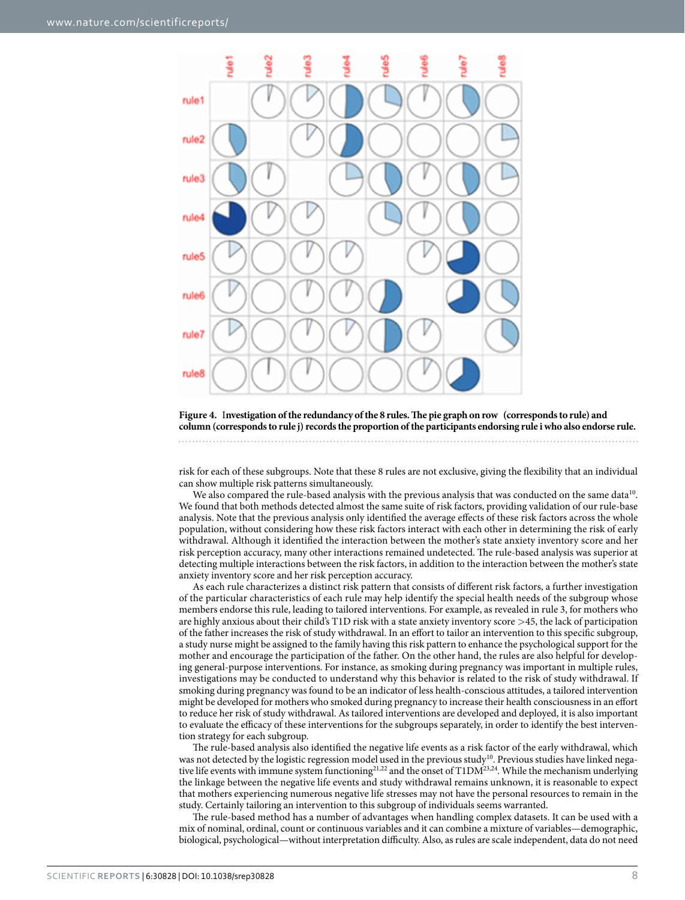**Figure 4. Investigation of the redundancy of the 8 rules. The pie graph on row (corresponds to rule) and column (corresponds to rule j) records the proportion of the participants endorsing rule i who also endorse rule.**

risk for each of these subgroups. Note that these 8 rules are not exclusive, giving the flexibility that an individual can show multiple risk patterns simultaneously.

We also compared the rule-based analysis with the previous analysis that was conducted on the same data[10]. We found that both methods detected almost the same suite of risk factors, providing validation of our rule-base analysis. Note that the previous analysis only identified the average effects of these risk factors across the whole population, without considering how these risk factors interact with each other in determining the risk of early withdrawal. Although it identified the interaction between the mother's state anxiety inventory score and her risk perception accuracy, many other interactions remained undetected. The rule-based analysis was superior at detecting multiple interactions between the risk factors, in addition to the interaction between the mother's state anxiety inventory score and her risk perception accuracy.

As each rule characterizes a distinct risk pattern that consists of different risk factors, a further investigation of the particular characteristics of each rule may help identify the special health needs of the subgroup whose members endorse this rule, leading to tailored interventions. For example, as revealed in rule 3, for mothers who are highly anxious about their child's T1D risk with a state anxiety inventory score >45, the lack of participation of the father increases the risk of study withdrawal. In an effort to tailor an intervention to this specific subgroup, a study nurse might be assigned to the family having this risk pattern to enhance the psychological support for the mother and encourage the participation of the father. On the other hand, the rules are also helpful for developing general-purpose interventions. For instance, as smoking during pregnancy was important in multiple rules, investigations may be conducted to understand why this behavior is related to the risk of study withdrawal. If smoking during pregnancy was found to be an indicator of less health-conscious attitudes, a tailored intervention might be developed for mothers who smoked during pregnancy to increase their health consciousness in an effort to reduce her risk of study withdrawal. As tailored interventions are developed and deployed, it is also important to evaluate the efficacy of these interventions for the subgroups separately, in order to identify the best intervention strategy for each subgroup.

The rule-based analysis also identified the negative life events as a risk factor of the early withdrawal, which was not detected by the logistic regression model used in the previous study[10]. Previous studies have linked negative life events with immune system functioning[21,22] and the onset of T1DM[23,24]. While the mechanism underlying the linkage between the negative life events and study withdrawal remains unknown, it is reasonable to expect that mothers experiencing numerous negative life stresses may not have the personal resources to remain in the study. Certainly tailoring an intervention to this subgroup of individuals seems warranted.

The rule-based method has a number of advantages when handling complex datasets. It can be used with a mix of nominal, ordinal, count or continuous variables and it can combine a mixture of variables—demographic, biological, psychological—without interpretation difficulty. Also, as rules are scale independent, data do not need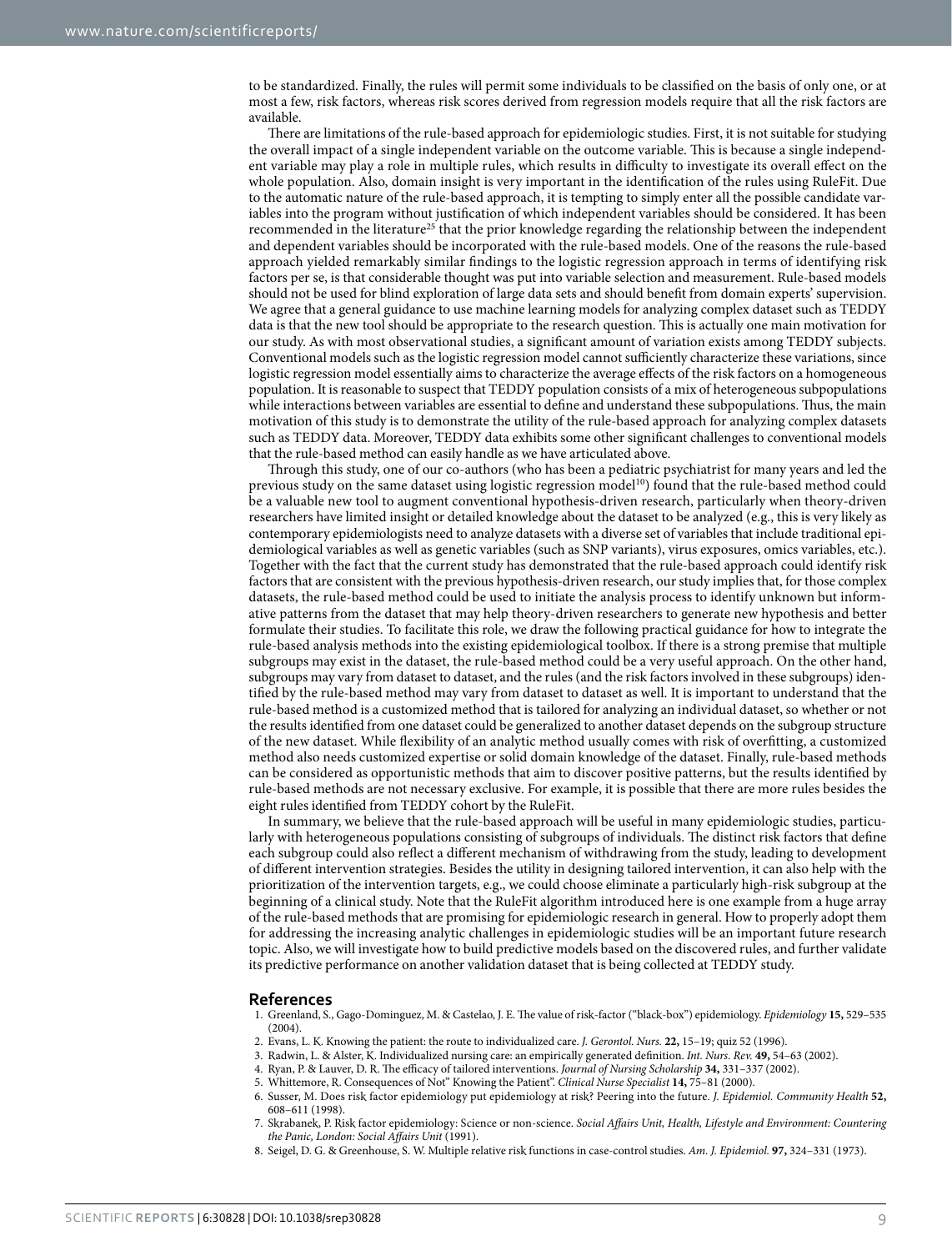to be standardized. Finally, the rules will permit some individuals to be classified on the basis of only one, or at most a few, risk factors, whereas risk scores derived from regression models require that all the risk factors are available.

There are limitations of the rule-based approach for epidemiologic studies. First, it is not suitable for studying the overall impact of a single independent variable on the outcome variable. This is because a single independent variable may play a role in multiple rules, which results in difficulty to investigate its overall effect on the whole population. Also, domain insight is very important in the identification of the rules using RuleFit. Due to the automatic nature of the rule-based approach, it is tempting to simply enter all the possible candidate variables into the program without justification of which independent variables should be considered. It has been recommended in the literature[25] that the prior knowledge regarding the relationship between the independent and dependent variables should be incorporated with the rule-based models. One of the reasons the rule-based approach yielded remarkably similar findings to the logistic regression approach in terms of identifying risk factors per se, is that considerable thought was put into variable selection and measurement. Rule-based models should not be used for blind exploration of large data sets and should benefit from domain experts' supervision. We agree that a general guidance to use machine learning models for analyzing complex dataset such as TEDDY data is that the new tool should be appropriate to the research question. This is actually one main motivation for our study. As with most observational studies, a significant amount of variation exists among TEDDY subjects. Conventional models such as the logistic regression model cannot sufficiently characterize these variations, since logistic regression model essentially aims to characterize the average effects of the risk factors on a homogeneous population. It is reasonable to suspect that TEDDY population consists of a mix of heterogeneous subpopulations while interactions between variables are essential to define and understand these subpopulations. Thus, the main motivation of this study is to demonstrate the utility of the rule-based approach for analyzing complex datasets such as TEDDY data. Moreover, TEDDY data exhibits some other significant challenges to conventional models that the rule-based method can easily handle as we have articulated above.

Through this study, one of our co-authors (who has been a pediatric psychiatrist for many years and led the previous study on the same dataset using logistic regression model[10]) found that the rule-based method could be a valuable new tool to augment conventional hypothesis-driven research, particularly when theory-driven researchers have limited insight or detailed knowledge about the dataset to be analyzed (e.g., this is very likely as contemporary epidemiologists need to analyze datasets with a diverse set of variables that include traditional epidemiological variables as well as genetic variables (such as SNP variants), virus exposures, omics variables, etc.). Together with the fact that the current study has demonstrated that the rule-based approach could identify risk factors that are consistent with the previous hypothesis-driven research, our study implies that, for those complex datasets, the rule-based method could be used to initiate the analysis process to identify unknown but informative patterns from the dataset that may help theory-driven researchers to generate new hypothesis and better formulate their studies. To facilitate this role, we draw the following practical guidance for how to integrate the rule-based analysis methods into the existing epidemiological toolbox. If there is a strong premise that multiple subgroups may exist in the dataset, the rule-based method could be a very useful approach. On the other hand, subgroups may vary from dataset to dataset, and the rules (and the risk factors involved in these subgroups) identified by the rule-based method may vary from dataset to dataset as well. It is important to understand that the rule-based method is a customized method that is tailored for analyzing an individual dataset, so whether or not the results identified from one dataset could be generalized to another dataset depends on the subgroup structure of the new dataset. While flexibility of an analytic method usually comes with risk of overfitting, a customized method also needs customized expertise or solid domain knowledge of the dataset. Finally, rule-based methods can be considered as opportunistic methods that aim to discover positive patterns, but the results identified by rule-based methods are not necessary exclusive. For example, it is possible that there are more rules besides the eight rules identified from TEDDY cohort by the RuleFit.

In summary, we believe that the rule-based approach will be useful in many epidemiologic studies, particularly with heterogeneous populations consisting of subgroups of individuals. The distinct risk factors that define each subgroup could also reflect a different mechanism of withdrawing from the study, leading to development of different intervention strategies. Besides the utility in designing tailored intervention, it can also help with the prioritization of the intervention targets, e.g., we could choose eliminate a particularly high-risk subgroup at the beginning of a clinical study. Note that the RuleFit algorithm introduced here is one example from a huge array of the rule-based methods that are promising for epidemiologic research in general. How to properly adopt them for addressing the increasing analytic challenges in epidemiologic studies will be an important future research topic. Also, we will investigate how to build predictive models based on the discovered rules, and further validate its predictive performance on another validation dataset that is being collected at TEDDY study.

## References

1. Greenland, S., Gago-Dominguez, M. & Castelao, J. E. The value of risk-factor ("black-box") epidemiology. *Epidemiology* **15,** 529–535 (2004).
2. Evans, L. K. Knowing the patient: the route to individualized care. *J. Gerontol. Nurs.* **22,** 15–19; quiz 52 (1996).
3. Radwin, L. & Alster, K. Individualized nursing care: an empirically generated definition. *Int. Nurs. Rev.* **49,** 54–63 (2002).
4. Ryan, P. & Lauver, D. R. The efficacy of tailored interventions. *Journal of Nursing Scholarship* **34,** 331–337 (2002).
5. Whittemore, R. Consequences of Not" Knowing the Patient". *Clinical Nurse Specialist* **14,** 75–81 (2000).
6. Susser, M. Does risk factor epidemiology put epidemiology at risk? Peering into the future. *J. Epidemiol. Community Health* **52,** 608–611 (1998).
7. Skrabanek, P. Risk factor epidemiology: Science or non-science. *Social Affairs Unit, Health, Lifestyle and Environment: Countering the Panic, London: Social Affairs Unit* (1991).
8. Seigel, D. G. & Greenhouse, S. W. Multiple relative risk functions in case-control studies. *Am. J. Epidemiol.* **97,** 324–331 (1973).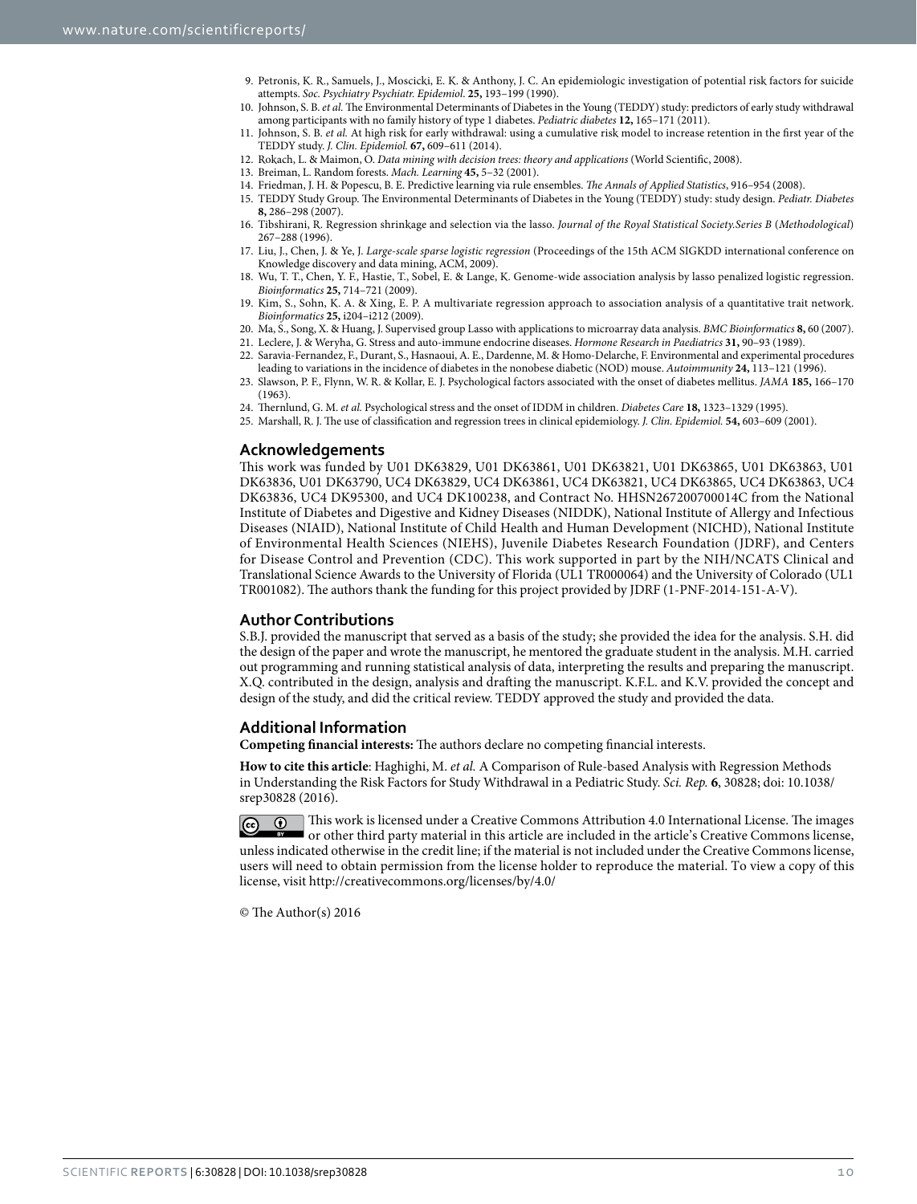9. Petronis, K. R., Samuels, J., Moscicki, E. K. & Anthony, J. C. An epidemiologic investigation of potential risk factors for suicide attempts. *Soc. Psychiatry Psychiatr. Epidemiol.* **25,** 193–199 (1990).
10. Johnson, S. B. *et al.* The Environmental Determinants of Diabetes in the Young (TEDDY) study: predictors of early study withdrawal among participants with no family history of type 1 diabetes. *Pediatric diabetes* **12,** 165–171 (2011).
11. Johnson, S. B. *et al.* At high risk for early withdrawal: using a cumulative risk model to increase retention in the first year of the TEDDY study. *J. Clin. Epidemiol.* **67,** 609–611 (2014).
12. Rokach, L. & Maimon, O. *Data mining with decision trees: theory and applications* (World Scientific, 2008).
13. Breiman, L. Random forests. *Mach. Learning* **45,** 5–32 (2001).
14. Friedman, J. H. & Popescu, B. E. Predictive learning via rule ensembles. *The Annals of Applied Statistics*, 916–954 (2008).
15. TEDDY Study Group. The Environmental Determinants of Diabetes in the Young (TEDDY) study: study design. *Pediatr. Diabetes* **8,** 286–298 (2007).
16. Tibshirani, R. Regression shrinkage and selection via the lasso. *Journal of the Royal Statistical Society.Series B* (*Methodological*) 267–288 (1996).
17. Liu, J., Chen, J. & Ye, J. *Large-scale sparse logistic regression* (Proceedings of the 15th ACM SIGKDD international conference on Knowledge discovery and data mining, ACM, 2009).
18. Wu, T. T., Chen, Y. F., Hastie, T., Sobel, E. & Lange, K. Genome-wide association analysis by lasso penalized logistic regression. *Bioinformatics* **25,** 714–721 (2009).
19. Kim, S., Sohn, K. A. & Xing, E. P. A multivariate regression approach to association analysis of a quantitative trait network. *Bioinformatics* **25,** i204–i212 (2009).
20. Ma, S., Song, X. & Huang, J. Supervised group Lasso with applications to microarray data analysis. *BMC Bioinformatics* **8,** 60 (2007).
21. Leclere, J. & Weryha, G. Stress and auto-immune endocrine diseases. *Hormone Research in Paediatrics* **31,** 90–93 (1989).
22. Saravia-Fernandez, F., Durant, S., Hasnaoui, A. E., Dardenne, M. & Homo-Delarche, F. Environmental and experimental procedures leading to variations in the incidence of diabetes in the nonobese diabetic (NOD) mouse. *Autoimmunity* **24,** 113–121 (1996).
23. Slawson, P. F., Flynn, W. R. & Kollar, E. J. Psychological factors associated with the onset of diabetes mellitus. *JAMA* **185,** 166–170 (1963).
24. Thernlund, G. M. *et al.* Psychological stress and the onset of IDDM in children. *Diabetes Care* **18,** 1323–1329 (1995).
25. Marshall, R. J. The use of classification and regression trees in clinical epidemiology. *J. Clin. Epidemiol.* **54,** 603–609 (2001).

## Acknowledgements

This work was funded by U01 DK63829, U01 DK63861, U01 DK63821, U01 DK63865, U01 DK63863, U01 DK63836, U01 DK63790, UC4 DK63829, UC4 DK63861, UC4 DK63821, UC4 DK63865, UC4 DK63863, UC4 DK63836, UC4 DK95300, and UC4 DK100238, and Contract No. HHSN267200700014C from the National Institute of Diabetes and Digestive and Kidney Diseases (NIDDK), National Institute of Allergy and Infectious Diseases (NIAID), National Institute of Child Health and Human Development (NICHD), National Institute of Environmental Health Sciences (NIEHS), Juvenile Diabetes Research Foundation (JDRF), and Centers for Disease Control and Prevention (CDC). This work supported in part by the NIH/NCATS Clinical and Translational Science Awards to the University of Florida (UL1 TR000064) and the University of Colorado (UL1 TR001082). The authors thank the funding for this project provided by JDRF (1-PNF-2014-151-A-V).

## Author Contributions

S.B.J. provided the manuscript that served as a basis of the study; she provided the idea for the analysis. S.H. did the design of the paper and wrote the manuscript, he mentored the graduate student in the analysis. M.H. carried out programming and running statistical analysis of data, interpreting the results and preparing the manuscript. X.Q. contributed in the design, analysis and drafting the manuscript. K.F.L. and K.V. provided the concept and design of the study, and did the critical review. TEDDY approved the study and provided the data.

## Additional Information

**Competing financial interests:** The authors declare no competing financial interests.

**How to cite this article**: Haghighi, M. *et al.* A Comparison of Rule-based Analysis with Regression Methods in Understanding the Risk Factors for Study Withdrawal in a Pediatric Study. *Sci. Rep.* **6**, 30828; doi: 10.1038/srep30828 (2016).

This work is licensed under a Creative Commons Attribution 4.0 International License. The images or other third party material in this article are included in the article's Creative Commons license, unless indicated otherwise in the credit line; if the material is not included under the Creative Commons license, users will need to obtain permission from the license holder to reproduce the material. To view a copy of this license, visit http://creativecommons.org/licenses/by/4.0/

© The Author(s) 2016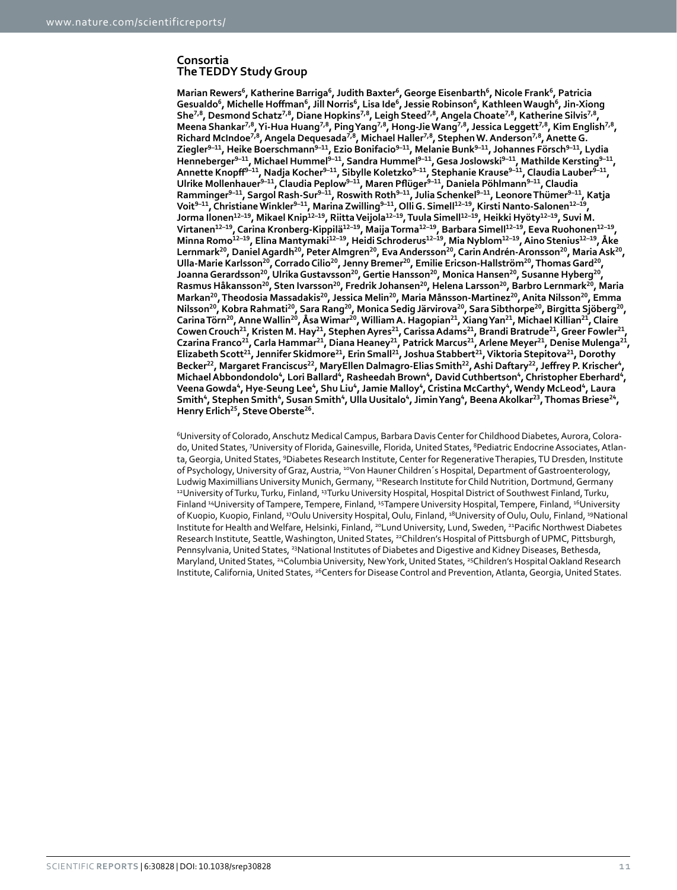## Consortia

## The TEDDY Study Group

**Marian Rewers[6], Katherine Barriga[6], Judith Baxter[6], George Eisenbarth[6], Nicole Frank[6], Patricia Gesualdo[6], Michelle Hoffman[6], Jill Norris[6], Lisa Ide[6], Jessie Robinson[6], Kathleen Waugh[6], Jin-Xiong She[7,8], Desmond Schatz[7,8], Diane Hopkins[7,8], Leigh Steed[7,8], Angela Choate[7,8], Katherine Silvis[7,8], Meena Shankar[7,8], Yi-Hua Huang[7,8], Ping Yang[7,8], Hong-Jie Wang[7,8], Jessica Leggett[7,8], Kim English[7,8], Richard McIndoe[7,8], Angela Dequesada[7,8], Michael Haller[7,8], Stephen W. Anderson[7,8], Anette G. Ziegler[9–11], Heike Boerschmann[9–11], Ezio Bonifacio[9–11], Melanie Bunk[9–11], Johannes Försch[9–11], Lydia Henneberger[9–11], Michael Hummel[9–11], Sandra Hummel[9–11], Gesa Joslowski[9–11], Mathilde Kersting[9–11], Annette Knopff[9–11], Nadja Kocher[9–11], Sibylle Koletzko[9–11], Stephanie Krause[9–11], Claudia Lauber[9–11], Ulrike Mollenhauer[9–11], Claudia Peplow[9–11], Maren Pflüger[9–11], Daniela Pöhlmann[9–11], Claudia Ramminger[9–11], Sargol Rash-Sur[9–11], Roswith Roth[9–11], Julia Schenkel[9–11], Leonore Thümer[9–11], Katja Voit[9–11], Christiane Winkler[9–11], Marina Zwilling[9–11], Olli G. Simell[12–19], Kirsti Nanto-Salonen[12–19], Jorma Ilonen[12–19], Mikael Knip[12–19], Riitta Veijola[12–19], Tuula Simell[12–19], Heikki Hyöty[12–19], Suvi M. Virtanen[12–19], Carina Kronberg-Kippilä[12–19], Maija Torma[12–19], Barbara Simell[12–19], Eeva Ruohonen[12–19], Minna Romo[12–19], Elina Mantymaki[12–19], Heidi Schroderus[12–19], Mia Nyblom[12–19], Aino Stenius[12–19], Åke Lernmark[20], Daniel Agardh[20], Peter Almgren[20], Eva Andersson[20], Carin Andrén-Aronsson[20], Maria Ask[20], Ulla-Marie Karlsson[20], Corrado Cilio[20], Jenny Bremer[20], Emilie Ericson-Hallström[20], Thomas Gard[20], Joanna Gerardsson[20], Ulrika Gustavsson[20], Gertie Hansson[20], Monica Hansen[20], Susanne Hyberg[20], Rasmus Håkansson[20], Sten Ivarsson[20], Fredrik Johansen[20], Helena Larsson[20], Barbro Lernmark[20], Maria Markan[20], Theodosia Massadakis[20], Jessica Melin[20], Maria Månsson-Martinez[20], Anita Nilsson[20], Emma Nilsson[20], Kobra Rahmati[20], Sara Rang[20], Monica Sedig Järvirova[20], Sara Sibthorpe[20], Birgitta Sjöberg[20], Carina Törn[20], Anne Wallin[20], Åsa Wimar[20], William A. Hagopian[21], Xiang Yan[21], Michael Killian[21], Claire Cowen Crouch[21], Kristen M. Hay[21], Stephen Ayres[21], Carissa Adams[21], Brandi Bratrude[21], Greer Fowler[21], Czarina Franco[21], Carla Hammar[21], Diana Heaney[21], Patrick Marcus[21], Arlene Meyer[21], Denise Mulenga[21], Elizabeth Scott[21], Jennifer Skidmore[21], Erin Small[21], Joshua Stabbert[21], Viktoria Stepitova[21], Dorothy Becker[22], Margaret Franciscus[22], MaryEllen Dalmagro-Elias Smith[22], Ashi Daftary[22], Jeffrey P. Krischer[4], Michael Abbondondolo[4], Lori Ballard[4], Rasheedah Brown[4], David Cuthbertson[4], Christopher Eberhard[4], Veena Gowda[4], Hye-Seung Lee[4], Shu Liu[4], Jamie Malloy[4], Cristina McCarthy[4], Wendy McLeod[4], Laura Smith[4], Stephen Smith[4], Susan Smith[4], Ulla Uusitalo[4], Jimin Yang[4], Beena Akolkar[23], Thomas Briese[24], Henry Erlich[25], Steve Oberste[26].**

[6]University of Colorado, Anschutz Medical Campus, Barbara Davis Center for Childhood Diabetes, Aurora, Colorado, United States, [7]University of Florida, Gainesville, Florida, United States, [8]Pediatric Endocrine Associates, Atlanta, Georgia, United States, [9]Diabetes Research Institute, Center for Regenerative Therapies, TU Dresden, Institute of Psychology, University of Graz, Austria, [10]Von Hauner Children´s Hospital, Department of Gastroenterology, Ludwig Maximillians University Munich, Germany, [11]Research Institute for Child Nutrition, Dortmund, Germany [12]University of Turku, Turku, Finland, [13]Turku University Hospital, Hospital District of Southwest Finland, Turku, Finland [14]University of Tampere, Tempere, Finland, [15]Tampere University Hospital, Tempere, Finland, [16]University of Kuopio, Kuopio, Finland, [17]Oulu University Hospital, Oulu, Finland, [18]University of Oulu, Oulu, Finland, [19]National Institute for Health and Welfare, Helsinki, Finland, [20]Lund University, Lund, Sweden, [21]Pacific Northwest Diabetes Research Institute, Seattle, Washington, United States, [22]Children's Hospital of Pittsburgh of UPMC, Pittsburgh, Pennsylvania, United States, [23]National Institutes of Diabetes and Digestive and Kidney Diseases, Bethesda, Maryland, United States, [24]Columbia University, New York, United States, [25]Children's Hospital Oakland Research Institute, California, United States, [26]Centers for Disease Control and Prevention, Atlanta, Georgia, United States.